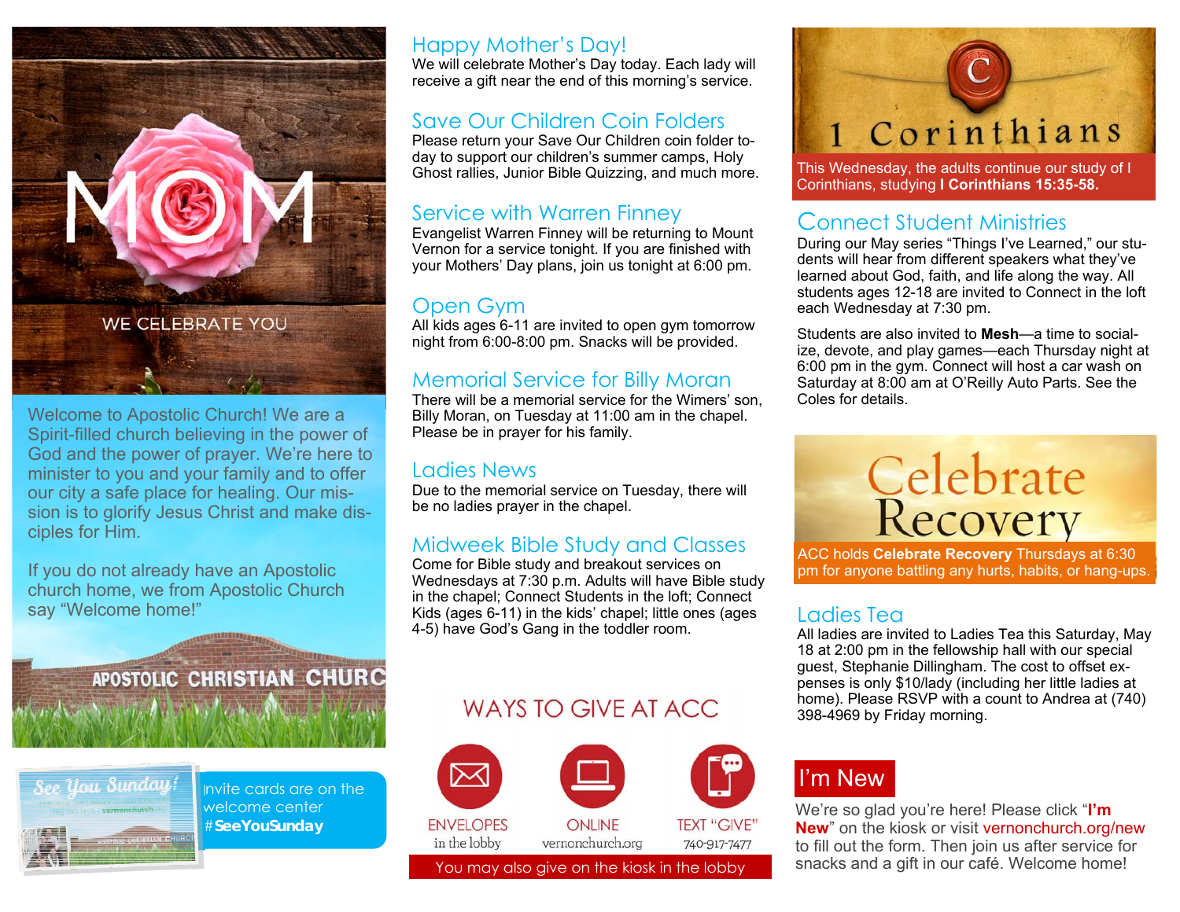MOM

WE CELEBRATE YOU

Welcome to Apostolic Church! We are a Spirit-filled church believing in the power of God and the power of prayer. We're here to minister to you and your family and to offer our city a safe place for healing. Our mission is to glorify Jesus Christ and make disciples for Him.

If you do not already have an Apostolic church home, we from Apostolic Church say "Welcome home!"

APOSTOLIC CHRISTIAN CHURC

Invite cards are on the welcome center #**SeeYouSunday**

## Happy Mother's Day!

We will celebrate Mother's Day today. Each lady will receive a gift near the end of this morning's service.

## Save Our Children Coin Folders

Please return your Save Our Children coin folder today to support our children's summer camps, Holy Ghost rallies, Junior Bible Quizzing, and much more.

## Service with Warren Finney

Evangelist Warren Finney will be returning to Mount Vernon for a service tonight. If you are finished with your Mothers' Day plans, join us tonight at 6:00 pm.

## Open Gym

All kids ages 6-11 are invited to open gym tomorrow night from 6:00-8:00 pm. Snacks will be provided.

## Memorial Service for Billy Moran

There will be a memorial service for the Wimers' son, Billy Moran, on Tuesday at 11:00 am in the chapel. Please be in prayer for his family.

## Ladies News

Due to the memorial service on Tuesday, there will be no ladies prayer in the chapel.

## Midweek Bible Study and Classes

Come for Bible study and breakout services on Wednesdays at 7:30 p.m. Adults will have Bible study in the chapel; Connect Students in the loft; Connect Kids (ages 6-11) in the kids' chapel; little ones (ages 4-5) have God's Gang in the toddler room.

## WAYS TO GIVE AT ACC

- ENVELOPES — in the lobby
- ONLINE — vernonchurch.org
- TEXT "GIVE" — 740-917-7477

You may also give on the kiosk in the lobby

## 1 Corinthians

This Wednesday, the adults continue our study of I Corinthians, studying **I Corinthians 15:35-58.**

## Connect Student Ministries

During our May series "Things I've Learned," our students will hear from different speakers what they've learned about God, faith, and life along the way. All students ages 12-18 are invited to Connect in the loft each Wednesday at 7:30 pm.

Students are also invited to **Mesh**—a time to socialize, devote, and play games—each Thursday night at 6:00 pm in the gym. Connect will host a car wash on Saturday at 8:00 am at O'Reilly Auto Parts. See the Coles for details.

## Celebrate Recovery

ACC holds **Celebrate Recovery** Thursdays at 6:30 pm for anyone battling any hurts, habits, or hang-ups.

## Ladies Tea

All ladies are invited to Ladies Tea this Saturday, May 18 at 2:00 pm in the fellowship hall with our special guest, Stephanie Dillingham. The cost to offset expenses is only $10/lady (including her little ladies at home). Please RSVP with a count to Andrea at (740) 398-4969 by Friday morning.

## I'm New

We're so glad you're here! Please click "**I'm New**" on the kiosk or visit vernonchurch.org/new to fill out the form. Then join us after service for snacks and a gift in our café. Welcome home!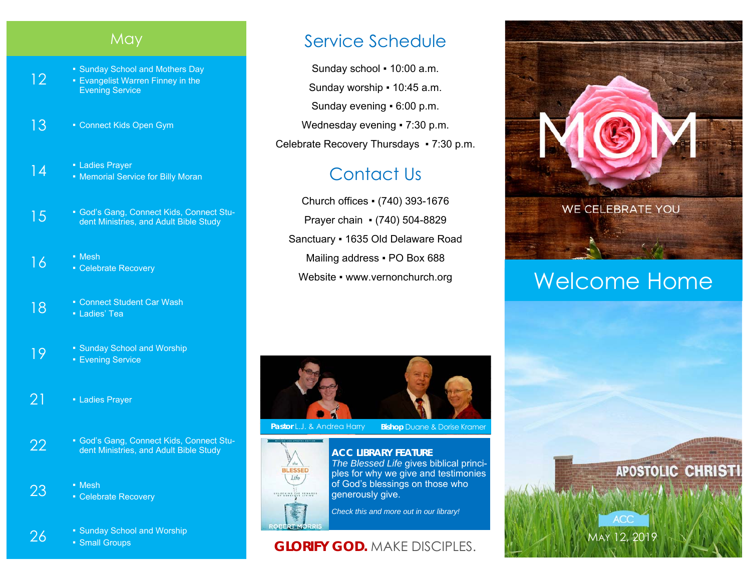## May

| | |
|---|---|
| 12 | ▪ Sunday School and Mothers Day ▪ Evangelist Warren Finney in the Evening Service |
| 13 | ▪ Connect Kids Open Gym |
| 14 | ▪ Ladies Prayer ▪ Memorial Service for Billy Moran |
| 15 | ▪ God's Gang, Connect Kids, Connect Student Ministries, and Adult Bible Study |
| 16 | ▪ Mesh ▪ Celebrate Recovery |
| 18 | ▪ Connect Student Car Wash ▪ Ladies' Tea |
| 19 | ▪ Sunday School and Worship ▪ Evening Service |
| 21 | ▪ Ladies Prayer |
| 22 | ▪ God's Gang, Connect Kids, Connect Student Ministries, and Adult Bible Study |
| 23 | ▪ Mesh ▪ Celebrate Recovery |
| 26 | ▪ Sunday School and Worship ▪ Small Groups |

## Service Schedule

Sunday school ▪ 10:00 a.m.

Sunday worship ▪ 10:45 a.m.

Sunday evening ▪ 6:00 p.m.

Wednesday evening ▪ 7:30 p.m.

Celebrate Recovery Thursdays ▪ 7:30 p.m.

## Contact Us

Church offices ▪ (740) 393-1676

Prayer chain ▪ (740) 504-8829

Sanctuary ▪ 1635 Old Delaware Road

Mailing address ▪ PO Box 688

Website ▪ www.vernonchurch.org

**Pastor** L.J. & Andrea Harry **Bishop** Duane & Dorise Kramer

**ACC LIBRARY FEATURE**

*The Blessed Life* gives biblical principles for why we give and testimonies of God's blessings on those who generously give.

*Check this and more out in our library!*

**GLORIFY GOD.** MAKE DISCIPLES.

MOM

WE CELEBRATE YOU

# Welcome Home

ACC

MAY 12, 2019